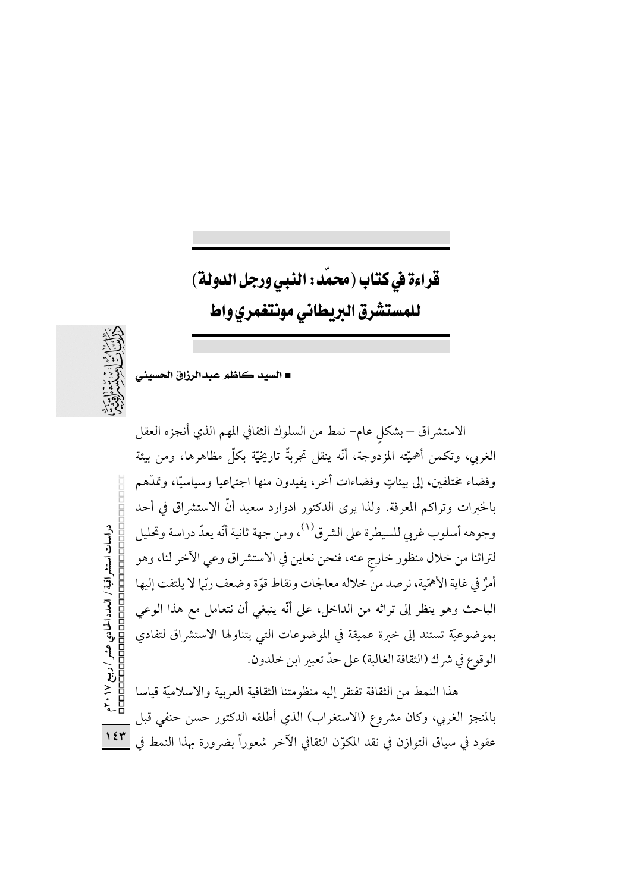# قراءة في كتاب (محمّد: النبي ورجل الدولة) للمستشرق البريطاني مونتغمري واط

■ السيد كاظم عبدالرزاق الحسيني

الاستشراق – بشكلٍ عام– نمط من السلوك الثقافي المهم الذي أنجزه العقل الغربي، وتكمن أهميّته المزدوجة، أنّه ينقل تجربةً تاريخيّة بكلّ مظاهرها، ومن بيئة وفضاء مختلفين، إلى بيئاتٍ وفضاءات أخر، يفيدون منها اجتماعيا وسياسيّا، وتمدّهم بالخبرات وتراكم المعرفة. ولذا يرى الدكتور ادوارد سعيد أنّ الاستشراق في أحد وجوهه أسلوب غربي للسيطرة على الشرق[1]، ومن جهة ثانية أنّه يعدّ دراسة وتحليل لتراثنا من خلال منظور خارجٍ عنه، فنحن نعاين في الاستشراق وعي الآخر لنا، وهو أمرٌ في غاية الأهميّة، نرصد من خلاله معالجات ونقاط قوّة وضعف ربّما لا يلتفت إليها الباحث وهو ينظر إلى تراثه من الداخل، على أنّه ينبغي أن نتعامل مع هذا الوعي بموضوعيّة تستند إلى خبرة عميقة في الموضوعات التي يتناولها الاستشراق لتفادي الوقوع في شرك (الثقافة الغالبة) على حدّ تعبير ابن خلدون.

هذا النمط من الثقافة تفتقر إليه منظومتنا الثقافية العربية والاسلاميّة قياسا بالمنجز الغربي، وكان مشروع (الاستغراب) الذي أطلقه الدكتور حسن حنفي قبل عقود في سياق التوازن في نقد المكوّن الثقافي الآخر شعوراً بضرورة بهذا النمط في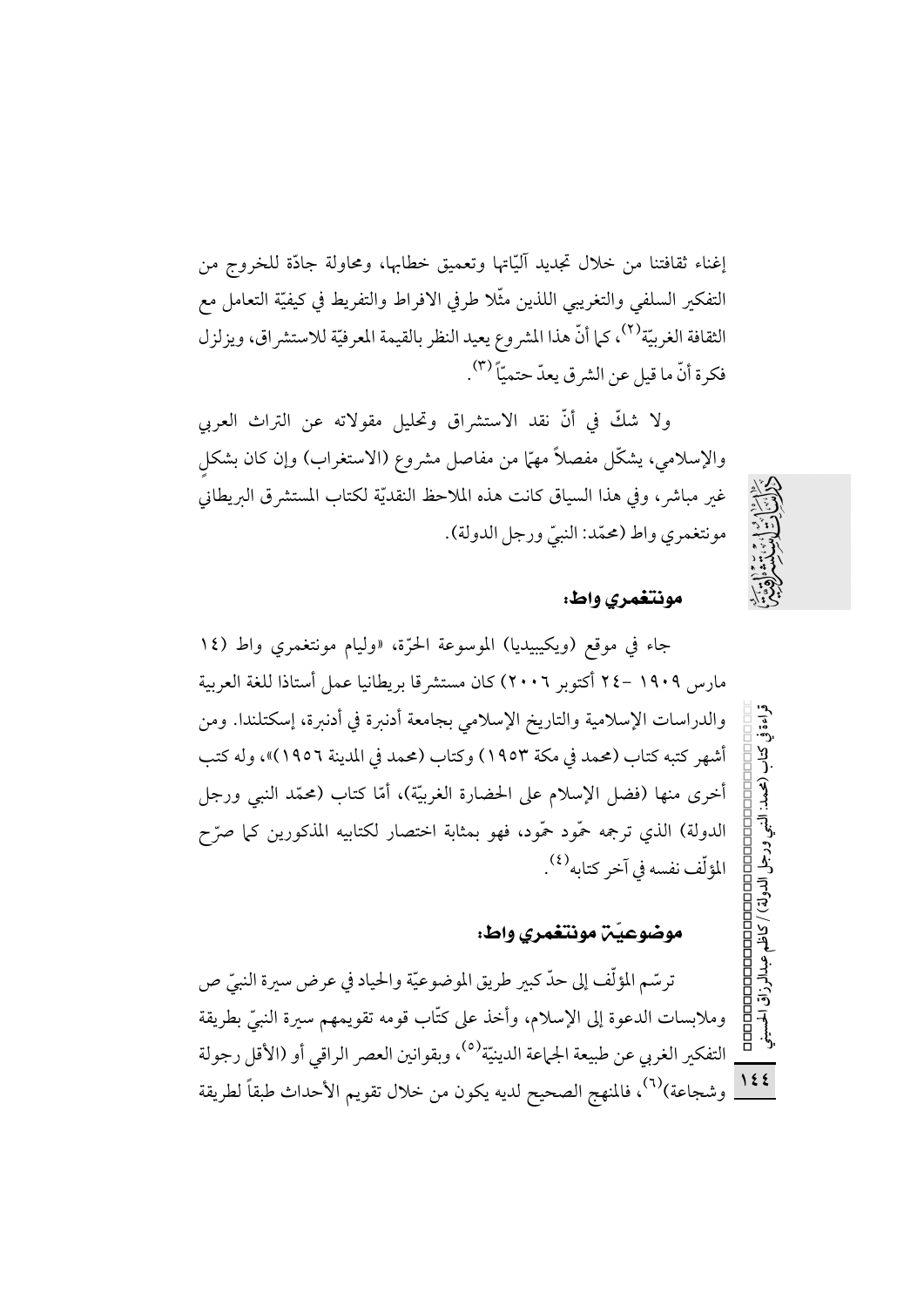إغناء ثقافتنا من خلال تجديد آليّاتها وتعميق خطابها، ومحاولة جادّة للخروج من التفكير السلفي والتغريبي اللذين مثّلا طرفي الافراط والتفريط في كيفيّة التعامل مع الثقافة الغربيّة[٢]، كما أنّ هذا المشروع يعيد النظر بالقيمة المعرفيّة للاستشراق، ويزلزل فكرة أنّ ما قيل عن الشرق يعدّ حتميّاً[٣].

ولا شكّ في أنّ نقد الاستشراق وتحليل مقولاته عن التراث العربي والإسلامي، يشكّل مفصلاً مهمّا من مفاصل مشروع (الاستغراب) وإن كان بشكلٍ غير مباشر، وفي هذا السياق كانت هذه الملاحظ النقديّة لكتاب المستشرق البريطاني مونتغمري واط (محمّد: النبيّ ورجل الدولة).

## مونتغمري واط:

جاء في موقع (ويكيبيديا) الموسوعة الحرّة، «وليام مونتغمري واط (١٤ مارس ١٩٠٩ -٢٤ أكتوبر ٢٠٠٦) كان مستشرقا بريطانيا عمل أستاذا للغة العربية والدراسات الإسلامية والتاريخ الإسلامي بجامعة أدنبرة في أدنبرة، إسكتلندا. ومن أشهر كتبه كتاب (محمد في مكة ١٩٥٣) وكتاب (محمد في المدينة ١٩٥٦)»، وله كتب أخرى منها (فضل الإسلام على الحضارة الغربيّة)، أمّا كتاب (محمّد النبي ورجل الدولة) الذي ترجمه حمّود حمّود، فهو بمثابة اختصار لكتابيه المذكورين كما صرّح المؤلّف نفسه في آخر كتابه[٤].

## موضوعيّة مونتغمري واط:

ترسّم المؤلّف إلى حدّ كبير طريق الموضوعيّة والحياد في عرض سيرة النبيّ ص وملابسات الدعوة إلى الإسلام، وأخذ على كتّاب قومه تقويمهم سيرة النبيّ بطريقة التفكير الغربي عن طبيعة الجماعة الدينيّة[٥]، وبقوانين العصر الراقي أو (الأقل رجولة وشجاعة)[٦]، فالمنهج الصحيح لديه يكون من خلال تقويم الأحداث طبقاً لطريقة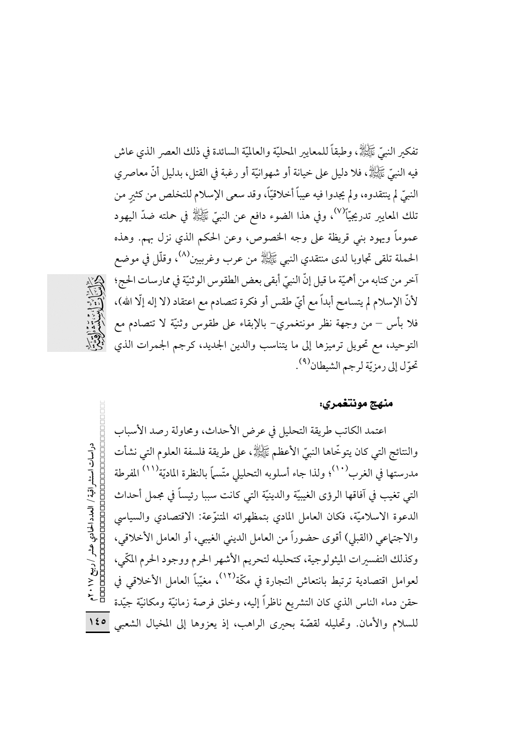تفكير النبيّ ﷺ، وطبقاً للمعايير المحليّة والعالميّة السائدة في ذلك العصر الذي عاش فيه النبيّ ﷺ، فلا دليل على خيانة أو شهوانيّة أو رغبة في القتل، بدليل أنّ معاصري النبيّ لم ينتقدوه، ولم يجدوا فيه عيباً أخلاقيّاً، وقد سعى الإسلام للتخلص من كثيرٍ من تلك المعايير تدريجيّاً[7]، وفي هذا الضوء دافع عن النبيّ ﷺ في حملته ضدّ اليهود عموماً ويهود بني قريظة على وجه الخصوص، وعن الحكم الذي نزل بهم. وهذه الحملة تلقى تجاوبا لدى منتقدي النبي ﷺ من عرب وغربيين[8]، وقلّل في موضع آخر من كتابه من أهميّة ما قيل إنّ النبيّ أبقى بعض الطقوس الوثنيّة في ممارسات الحج؛ لأنّ الإسلام لم يتسامح أبداً مع أيّ طقس أو فكرة تتصادم مع اعتقاد (لا إله إلّا الله)، فلا بأس – من وجهة نظر مونتغمري- بالإبقاء على طقوس وثنيّة لا تتصادم مع التوحيد، مع تحويل ترميزها إلى ما يتناسب والدين الجديد، كرجم الجمرات الذي تحوّل إلى رمزيّة لرجم الشيطان[9].

### منهج مونتغمري:

اعتمد الكاتب طريقة التحليل في عرض الأحداث، ومحاولة رصد الأسباب والنتائج التي كان يتوخّاها النبيّ الأعظم ﷺ، على طريقة فلسفة العلوم التي نشأت مدرستها في الغرب[10]؛ ولذا جاء أسلوبه التحليلي متّسماً بالنظرة الماديّة[11] المفرطة التي تغيب في آفاقها الرؤى الغيبيّة والدينيّة التي كانت سببا رئيساً في مجمل أحداث الدعوة الاسلاميّة، فكان العامل المادي بتمظهراته المتنوّعة: الاقتصادي والسياسي والاجتماعي (القبلي) أقوى حضوراً من العامل الديني الغيبي، أو العامل الأخلاقي، وكذلك التفسيرات الميثولوجية، كتحليله لتحريم الأشهر الحرم ووجود الحرم المكّي، لعوامل اقتصادية ترتبط بانتعاش التجارة في مكّة[12]، مغيّباً العامل الأخلاقي في حقن دماء الناس الذي كان التشريع ناظراً إليه، وخلق فرصة زمانيّة ومكانيّة جيّدة للسلام والأمان. وتحليله لقصّة بحيرى الراهب، إذ يعزوها إلى المخيال الشعبي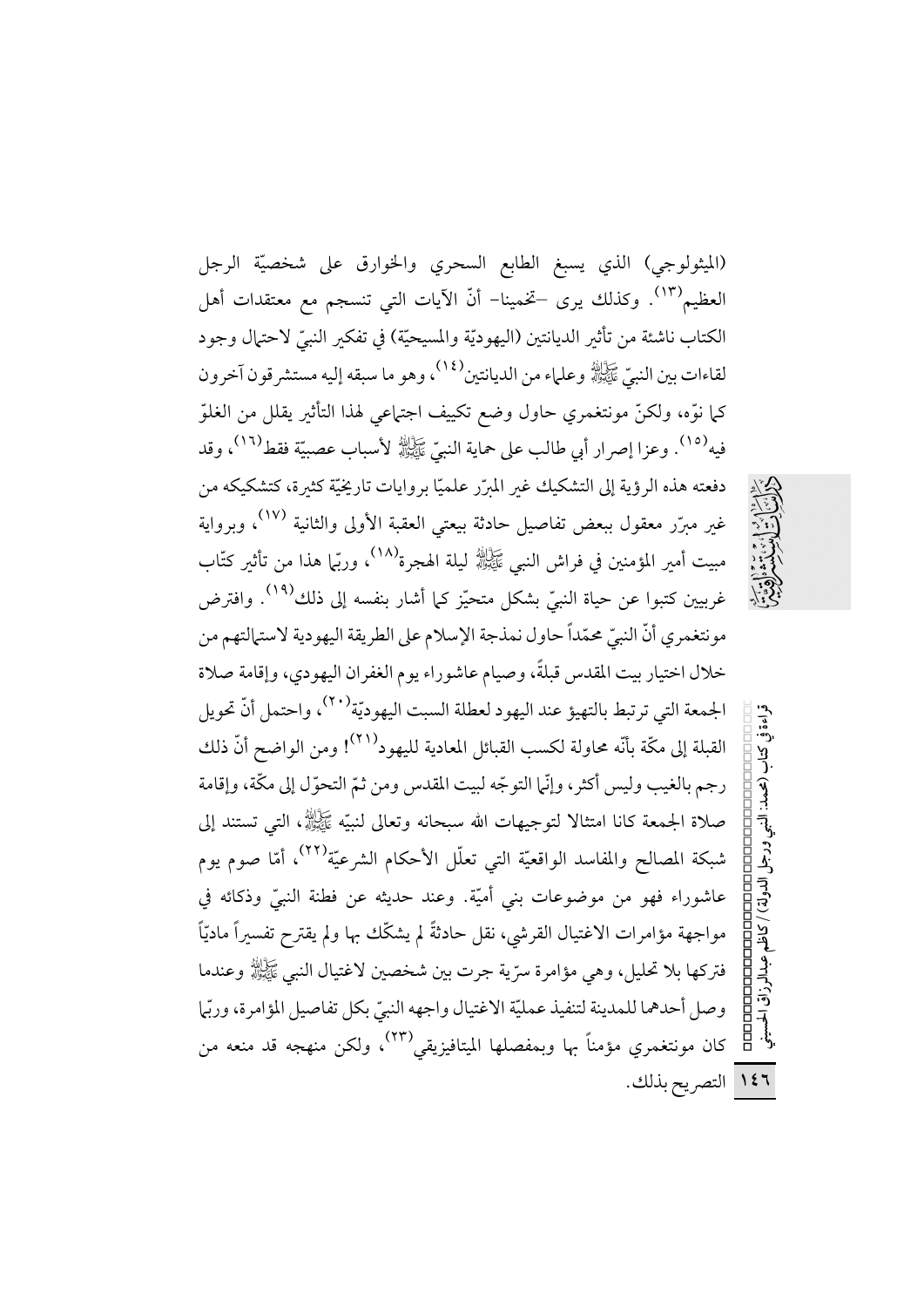(الميثولوجي) الذي يسبغ الطابع السحري والخوارق على شخصيّة الرجل العظيم[١٣]. وكذلك يرى –تخمينا– أنّ الآيات التي تنسجم مع معتقدات أهل الكتاب ناشئة من تأثير الديانتين (اليهوديّة والمسيحيّة) في تفكير النبيّ لاحتمال وجود لقاءات بين النبيّ ﷺ وعلماء من الديانتين[١٤]، وهو ما سبقه إليه مستشرقون آخرون كما نوّه، ولكنّ مونتغمري حاول وضع تكييف اجتماعي لهذا التأثير يقلل من الغلوّ فيه[١٥]. وعزا إصرار أبي طالب على حماية النبيّ ﷺ لأسباب عصبيّة فقط[١٦]، وقد دفعته هذه الرؤية إلى التشكيك غير المبرّر علميّا بروايات تاريخيّة كثيرة، كتشكيكه من غير مبرّر معقول ببعض تفاصيل حادثة بيعتي العقبة الأولى والثانية [١٧]، وبرواية مبيت أمير المؤمنين في فراش النبي ﷺ ليلة الهجرة[١٨]، وربّما هذا من تأثير كتّاب غربيين كتبوا عن حياة النبيّ بشكل متحيّز كما أشار بنفسه إلى ذلك[١٩]. وافترض مونتغمري أنّ النبيّ محمّداً حاول نمذجة الإسلام على الطريقة اليهودية لاستمالتهم من خلال اختيار بيت المقدس قبلةً، وصيام عاشوراء يوم الغفران اليهودي، وإقامة صلاة الجمعة التي ترتبط بالتهيؤ عند اليهود لعطلة السبت اليهوديّة[٢٠]، واحتمل أنّ تحويل القبلة إلى مكّة بأنّه محاولة لكسب القبائل المعادية لليهود[٢١]! ومن الواضح أنّ ذلك رجم بالغيب وليس أكثر، وإنّما التوجّه لبيت المقدس ومن ثمّ التحوّل إلى مكّة، وإقامة صلاة الجمعة كانا امتثالا لتوجيهات الله سبحانه وتعالى لنبيّه ﷺ، التي تستند إلى شبكة المصالح والمفاسد الواقعيّة التي تعلّل الأحكام الشرعيّة[٢٢]، أمّا صوم يوم عاشوراء فهو من موضوعات بني أميّة. وعند حديثه عن فطنة النبيّ وذكائه في مواجهة مؤامرات الاغتيال القرشي، نقل حادثةً لم يشكّك بها ولم يقترح تفسيراً ماديّاً فتركها بلا تحليل، وهي مؤامرة سرّية جرت بين شخصين لاغتيال النبي ﷺ وعندما وصل أحدهما للمدينة لتنفيذ عمليّة الاغتيال واجهه النبيّ بكل تفاصيل المؤامرة، وربّما كان مونتغمري مؤمناً بها وبمفصلها الميتافيزيقي[٢٣]، ولكن منهجه قد منعه من التصريح بذلك.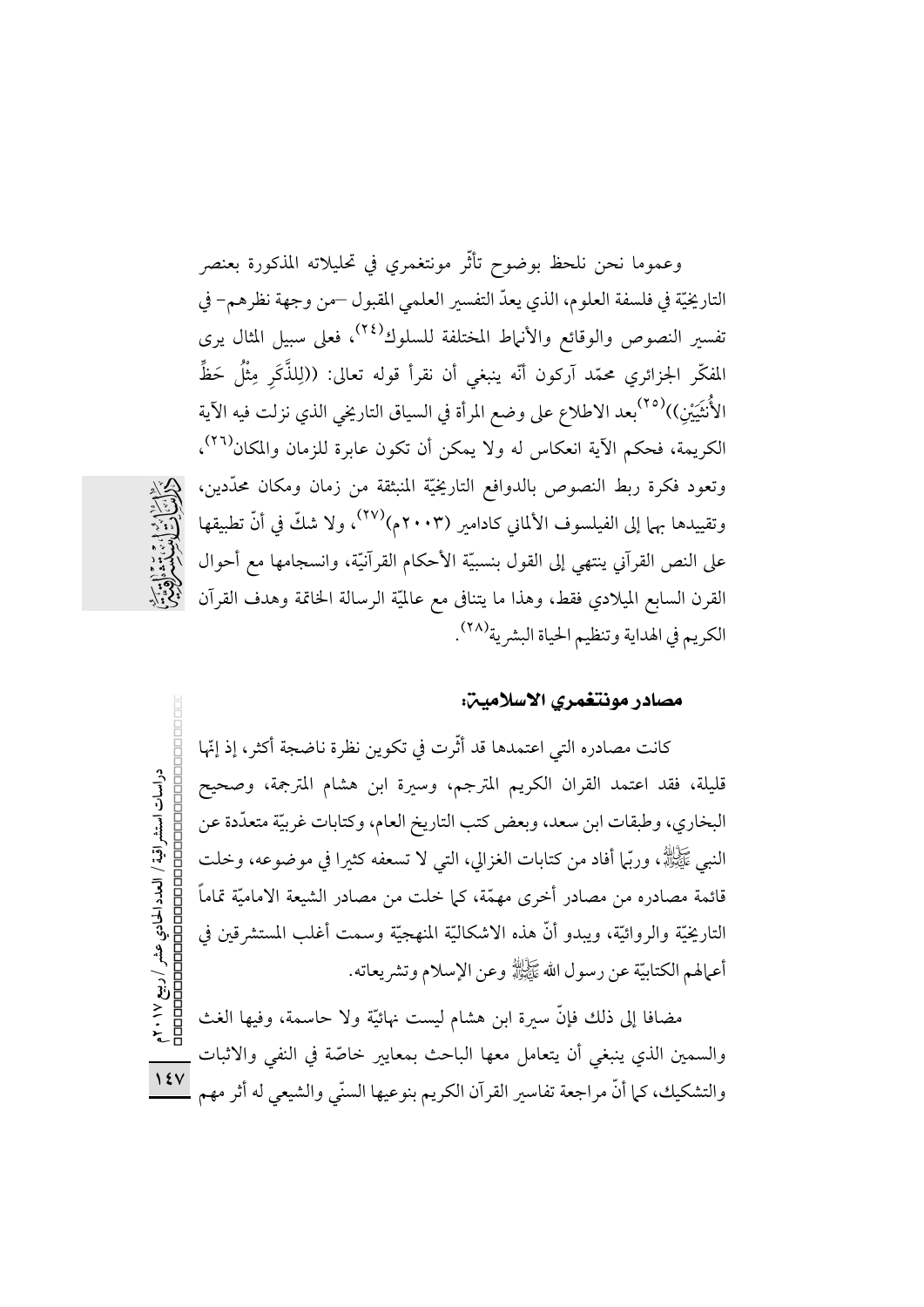وعموما نحن نلحظ بوضوح تأثّر مونتغمري في تحليلاته المذكورة بعنصر التاريخيّة في فلسفة العلوم، الذي يعدّ التفسير العلمي المقبول –من وجهة نظرهم– في تفسير النصوص والوقائع والأنماط المختلفة للسلوك[٢٤]، فعلى سبيل المثال يرى المفكّر الجزائري محمّد آركون أنّه ينبغي أن نقرأ قوله تعالى: ((لِلذَّكَرِ مِثْلُ حَظِّ الأُنْثَيَيْنِ))[٢٥] بعد الاطلاع على وضع المرأة في السياق التاريخي الذي نزلت فيه الآية الكريمة، فحكم الآية انعكاس له ولا يمكن أن تكون عابرة للزمان والمكان[٢٦]، وتعود فكرة ربط النصوص بالدوافع التاريخيّة المنبثقة من زمان ومكان محدّدين، وتقييدها بهما إلى الفيلسوف الألماني كادامير (٢٠٠٣م)[٢٧]، ولا شكّ في أنّ تطبيقها على النص القرآني ينتهي إلى القول بنسبيّة الأحكام القرآنيّة، وانسجامها مع أحوال القرن السابع الميلادي فقط، وهذا ما يتنافى مع عالميّة الرسالة الخاتمة وهدف القرآن الكريم في الهداية وتنظيم الحياة البشرية[٢٨].

### مصادر مونتغمري الاسلامية:

كانت مصادره التي اعتمدها قد أثّرت في تكوين نظرة ناضجة أكثر، إذ إنّها قليلة، فقد اعتمد القران الكريم المترجم، وسيرة ابن هشام المترجمة، وصحيح البخاري، وطبقات ابن سعد، وبعض كتب التاريخ العام، وكتابات غربيّة متعدّدة عن النبي ﷺ، وربّما أفاد من كتابات الغزالي، التي لا تسعفه كثيرا في موضوعه، وخلت قائمة مصادره من مصادر أخرى مهمّة، كما خلت من مصادر الشيعة الامامية تماماً التاريخيّة والروائيّة، ويبدو أنّ هذه الاشكاليّة المنهجيّة وسمت أغلب المستشرقين في أعمالهم الكتابيّة عن رسول الله ﷺ وعن الإسلام وتشريعاته.

مضافا إلى ذلك فإنّ سيرة ابن هشام ليست نهائيّة ولا حاسمة، وفيها الغث والسمين الذي ينبغي أن يتعامل معها الباحث بمعايير خاصّة في النفي والاثبات والتشكيك، كما أنّ مراجعة تفاسير القرآن الكريم بنوعيها السنّي والشيعي له أثر مهم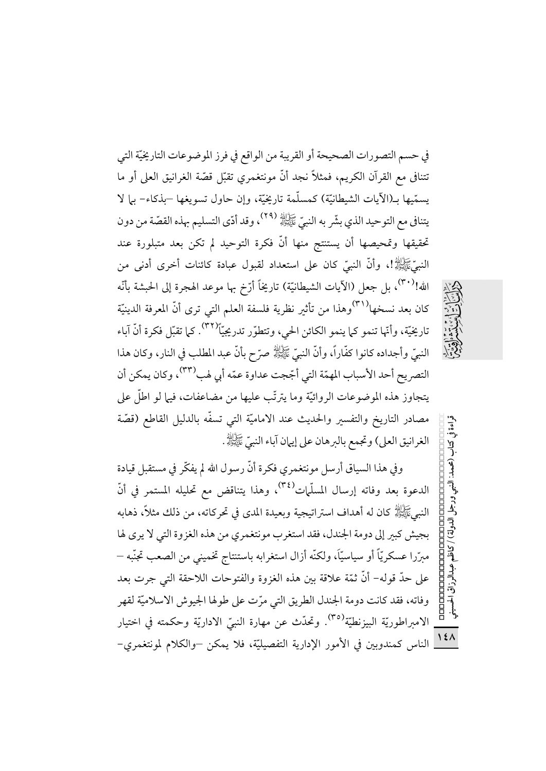في حسم التصورات الصحيحة أو القريبة من الواقع في فرز الموضوعات التاريخيّة التي تتنافى مع القرآن الكريم، فمثلاً نجد أنّ مونتغمري تقبّل قصّة الغرانيق العلى أو ما يسمّيها بـ(الآيات الشيطانيّة) كمسلّمة تاريخيّة، وإن حاول تسويغها –بذكاء– بما لا يتنافى مع التوحيد الذي بشّر به النبيّ ﷺ [٢٩]، وقد أدّى التسليم بهذه القصّة من دون تحقيقها وتمحيصها أن يستنتج منها أنّ فكرة التوحيد لم تكن بعد متبلورة عند النبيّ ﷺ!، وأنّ النبيّ كان على استعداد لقبول عبادة كائنات أخرى أدنى من الله! [٣٠]، بل جعل (الآيات الشيطانيّة) تاريخاً أرّخ بها موعد الهجرة إلى الحبشة بأنّه كان بعد نسخها [٣١] وهذا من تأثير نظرية فلسفة العلم التي ترى أنّ المعرفة الدينيّة تاريخيّة، وأنّها تنمو كما ينمو الكائن الحي، وتتطوّر تدريجيّاً [٣٢]. كما تقبّل فكرة أنّ آباء النبيّ وأجداده كانوا كفّاراً، وأنّ النبيّ ﷺ صرّح بأنّ عبد المطلب في النار، وكان هذا التصريح أحد الأسباب المهمّة التي أجّجت عداوة عمّه أبي لهب [٣٣]، وكان يمكن أن يتجاوز هذه الموضوعات الروائيّة وما يترتّب عليها من مضاعفات، فيما لو اطّل على مصادر التاريخ والتفسير والحديث عند الامامية التي تسفّه بالدليل القاطع (قصّة الغرانيق العلى) وتجمع بالبرهان على إيمان آباء النبيّ ﷺ.

وفي هذا السياق أرسل مونتغمري فكرة أنّ رسول الله لم يفكّر في مستقبل قيادة الدعوة بعد وفاته إرسال المسلّمات [٣٤]، وهذا يتناقض مع تحليله المستمر في أنّ النبيّ ﷺ كان له أهداف استراتيجية وبعيدة المدى في تحركاته، من ذلك مثلاً، ذهابه بجيش كبير إلى دومة الجندل، فقد استغرب مونتغمري من هذه الغزوة التي لا يرى لها مبرّرا عسكريّاً أو سياسيّاً، ولكنّه أزال استغرابه باستنتاج تخميني من الصعب تجنّبه – على حدّ قوله– أنّ ثمّة علاقة بين هذه الغزوة والفتوحات اللاحقة التي جرت بعد وفاته، فقد كانت دومة الجندل الطريق التي مرّت على طولها الجيوش الاسلاميّة لقهر الامبراطوريّة البيزنطيّة [٣٥]. وتحدّث عن مهارة النبيّ الاداريّة وحكمته في اختيار الناس كمندوبين في الأمور الإدارية التفصيليّة، فلا يمكن –والكلام لمونتغمري–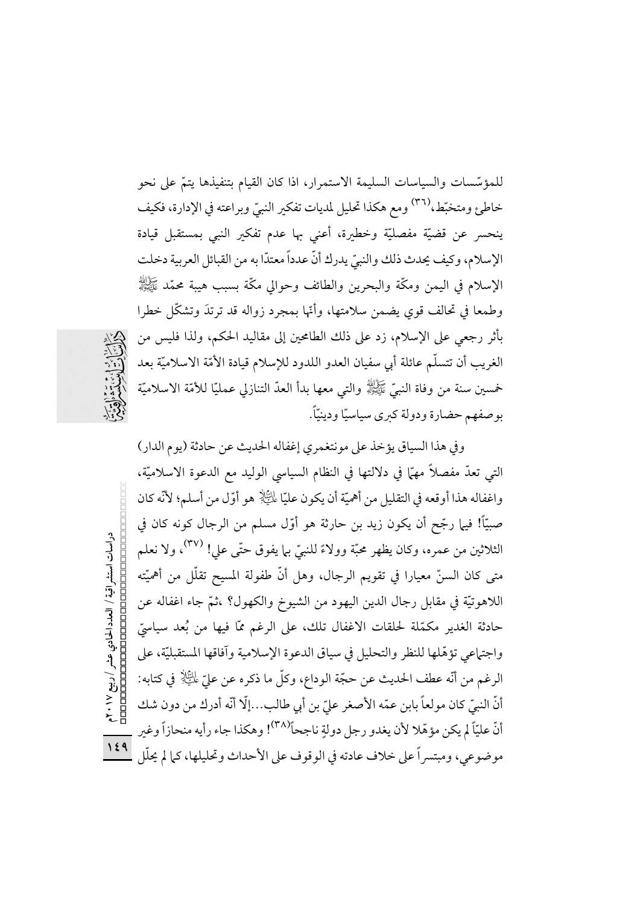للمؤسّسات والسياسات السليمة الاستمرار، اذا كان القيام بتنفيذها يتمّ على نحو خاطئ ومتخبّط،[٣٦] ومع هكذا تحليل لمديات تفكير النبيّ وبراعته في الإدارة، فكيف ينحسر عن قضيّة مفصليّة وخطيرة، أعني بها عدم تفكير النبي بمستقبل قيادة الإسلام، وكيف يحدث ذلك والنبيّ يدرك أنّ عدداً معتدّا به من القبائل العربية دخلت الإسلام في اليمن ومكّة والبحرين والطائف وحوالي مكّة بسبب هيبة محمّد ﷺ وطمعا في تحالف قوي يضمن سلامتها، وأنّها بمجرد زواله قد ترتدَ وتشكّل خطرا بأثر رجعي على الإسلام، زد على ذلك الطامحين إلى مقاليد الحكم، ولذا فليس من الغريب أن تتسلّم عائلة أبي سفيان العدو اللدود للإسلام قيادة الأمّة الاسلاميّة بعد خمسين سنة من وفاة النبيّ ﷺ والتي معها بدأ العدّ التنازلي عمليّا للأمّة الاسلاميّة بوصفهم حضارة ودولة كبرى سياسيّا ودينيّاً.

وفي هذا السياق يؤخذ على مونتغمري إغفاله الحديث عن حادثة (يوم الدار) التي تعدّ مفصلاً مهمّا في دلالتها في النظام السياسي الوليد مع الدعوة الاسلاميّة، واغفاله هذا أوقعه في التقليل من أهميّة أن يكون عليّا عليه السلام هو أوّل من أسلم؛ لأنّه كان صبيّاً! فيما رجّح أن يكون زيد بن حارثة هو أوّل مسلم من الرجال كونه كان في الثلاثين من عمره، وكان يظهر محبّة وولاءً للنبيّ بما يفوق حتّى علي! [٣٧]، ولا نعلم متى كان السنّ معيارا في تقويم الرجال، وهل أنّ طفولة المسيح تقلّل من أهميّته اللاهوتيّة في مقابل رجال الدين اليهود من الشيوخ والكهول؟ ،ثمّ جاء اغفاله عن حادثة الغدير مكمّلة لحلقات الاغفال تلك، على الرغم ممّا فيها من بُعد سياسيّ واجتماعي تؤهّلها للنظر والتحليل في سياق الدعوة الإسلامية وآفاقها المستقبليّة، على الرغم من أنّه عطف الحديث عن حجّة الوداع، وكلّ ما ذكره عن عليّ عليه السلام في كتابه: أنّ النبيّ كان مولعاً بابن عمّه الأصغر عليّ بن أبي طالب...إلّا أنّه أدرك من دون شك أنّ عليّاً لم يكن مؤهّلا لأن يغدو رجل دولةٍ ناجحاً[٣٨]! وهكذا جاء رأيه منحازاً وغير موضوعي، ومبتسراً على خلاف عادته في الوقوف على الأحداث وتحليلها، كما لم يحلّل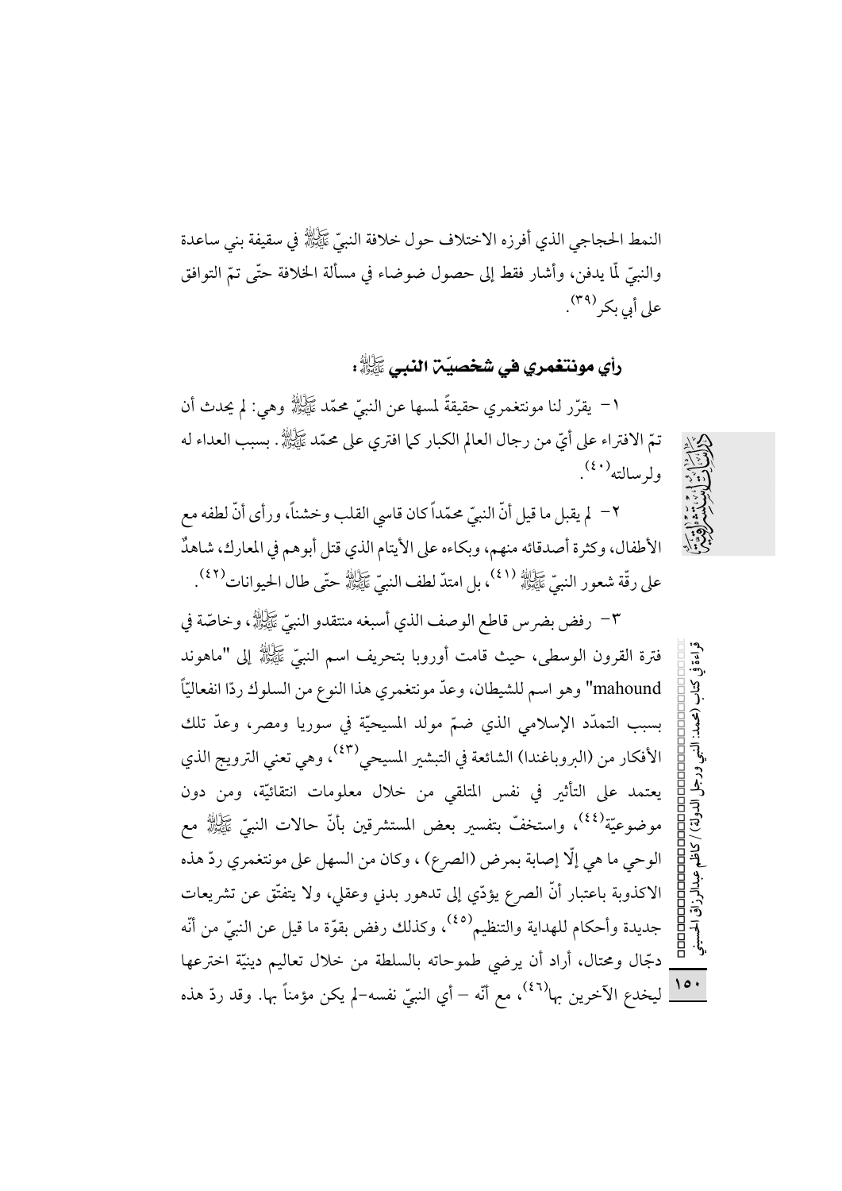النمط الحجاجي الذي أفرزه الاختلاف حول خلافة النبيّ ﷺ في سقيفة بني ساعدة والنبيّ لمّا يدفن، وأشار فقط إلى حصول ضوضاء في مسألة الخلافة حتّى تمّ التوافق على أبي بكر[٣٩].

## رأي مونتغمري في شخصيّة النبي ﷺ:

١- يقرّر لنا مونتغمري حقيقةً لمسها عن النبيّ محمّد ﷺ وهي: لم يحدث أن تمّ الافتراء على أيّ من رجال العالم الكبار كما افتري على محمّد ﷺ. بسبب العداء له ولرسالته[٤٠].

٢- لم يقبل ما قيل أنّ النبيّ محمّداً كان قاسي القلب وخشناً، ورأى أنّ لطفه مع الأطفال، وكثرة أصدقائه منهم، وبكاءه على الأيتام الذي قتل أبوهم في المعارك، شاهدٌ على رقّة شعور النبيّ ﷺ [٤١]، بل امتدّ لطف النبيّ ﷺ حتّى طال الحيوانات[٤٢].

٣- رفض بضرس قاطع الوصف الذي أسبغه منتقدو النبيّ ﷺ، وخاصّة في فترة القرون الوسطى، حيث قامت أوروبا بتحريف اسم النبيّ ﷺ إلى "ماهوند mahound" وهو اسم للشيطان، وعدّ مونتغمري هذا النوع من السلوك ردّا انفعاليّاً بسبب التمدّد الإسلامي الذي ضمّ مولد المسيحيّة في سوريا ومصر، وعدّ تلك الأفكار من (البروباغندا) الشائعة في التبشير المسيحي[٤٣]، وهي تعني الترويج الذي يعتمد على التأثير في نفس المتلقي من خلال معلومات انتقائيّة، ومن دون موضوعيّة[٤٤]، واستخفّ بتفسير بعض المستشرقين بأنّ حالات النبيّ ﷺ مع الوحي ما هي إلّا إصابة بمرض (الصرع)، وكان من السهل على مونتغمري ردّ هذه الاكذوبة باعتبار أنّ الصرع يؤدّي إلى تدهور بدني وعقلي، ولا يتفتّق عن تشريعات جديدة وأحكام للهداية والتنظيم[٤٥]، وكذلك رفض بقوّة ما قيل عن النبيّ من أنّه دجّال ومحتال، أراد أن يرضي طموحاته بالسلطة من خلال تعاليم دينيّة اخترعها ليخدع الآخرين بها[٤٦]، مع أنّه – أي النبيّ نفسه–لم يكن مؤمناً بها. وقد ردّ هذه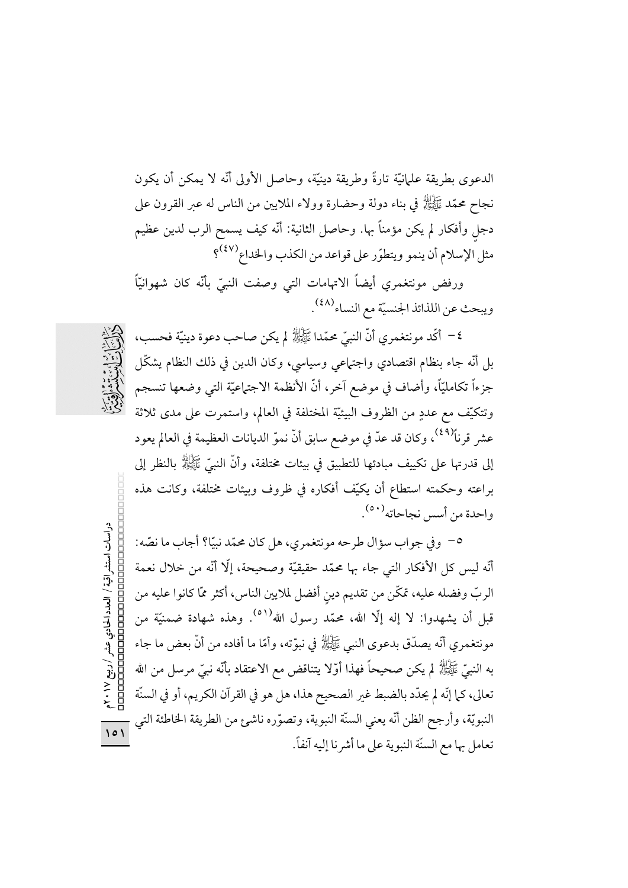الدعوى بطريقة علمانيّة تارةً وطريقة دينيّة، وحاصل الأولى أنّه لا يمكن أن يكون نجاح محمّد ﷺ في بناء دولة وحضارة وولاء الملايين من الناس له عبر القرون على دجلٍ وأفكار لم يكن مؤمناً بها. وحاصل الثانية: أنّه كيف يسمح الرب لدين عظيم مثل الإسلام أن ينمو ويتطوّر على قواعد من الكذب والخداع(٤٧)؟

ورفض مونتغمري أيضاً الاتهامات التي وصفت النبيّ بأنّه كان شهوانيّاً ويبحث عن اللذائذ الجنسيّة مع النساء(٤٨).

٤- أكّد مونتغمري أنّ النبيّ محمّدا ﷺ لم يكن صاحب دعوة دينيّة فحسب، بل أنّه جاء بنظام اقتصادي واجتماعي وسياسي، وكان الدين في ذلك النظام يشكّل جزءاً تكامليّاً، وأضاف في موضع آخر، أنّ الأنظمة الاجتماعيّة التي وضعها تنسجم وتتكيّف مع عددٍ من الظروف البيئيّة المختلفة في العالم، واستمرت على مدى ثلاثة عشر قرناً(٤٩)، وكان قد عدّ في موضع سابق أنّ نموّ الديانات العظيمة في العالم يعود إلى قدرتها على تكييف مبادئها للتطبيق في بيئات مختلفة، وأنّ النبيّ ﷺ بالنظر إلى براعته وحكمته استطاع أن يكيّف أفكاره في ظروف وبيئات مختلفة، وكانت هذه واحدة من أسس نجاحاته(٥٠).

٥- وفي جواب سؤال طرحه مونتغمري، هل كان محمّد نبيّا؟ أجاب ما نصّه: أنّه ليس كل الأفكار التي جاء بها محمّد حقيقيّة وصحيحة، إلّا أنّه من خلال نعمة الربّ وفضله عليه، تمكّن من تقديم دينٍ أفضل لملايين الناس، أكثر ممّا كانوا عليه من قبل أن يشهدوا: لا إله إلّا الله، محمّد رسول الله(٥١). وهذه شهادة ضمنيّة من مونتغمري أنّه يصدّق بدعوى النبي ﷺ في نبوّته، وأمّا ما أفاده من أنّ بعض ما جاء به النبيّ ﷺ لم يكن صحيحاً فهذا أوّلا يتناقض مع الاعتقاد بأنّه نبيّ مرسل من الله تعالى، كما إنّه لم يحدّد بالضبط غير الصحيح هذا، هل هو في القرآن الكريم، أو في السنّة النبويّة، وأرجح الظن أنّه يعني السنّة النبوية، وتصوّره ناشئ من الطريقة الخاطئة التي تعامل بها مع السنّة النبوية على ما أشرنا إليه آنفاً.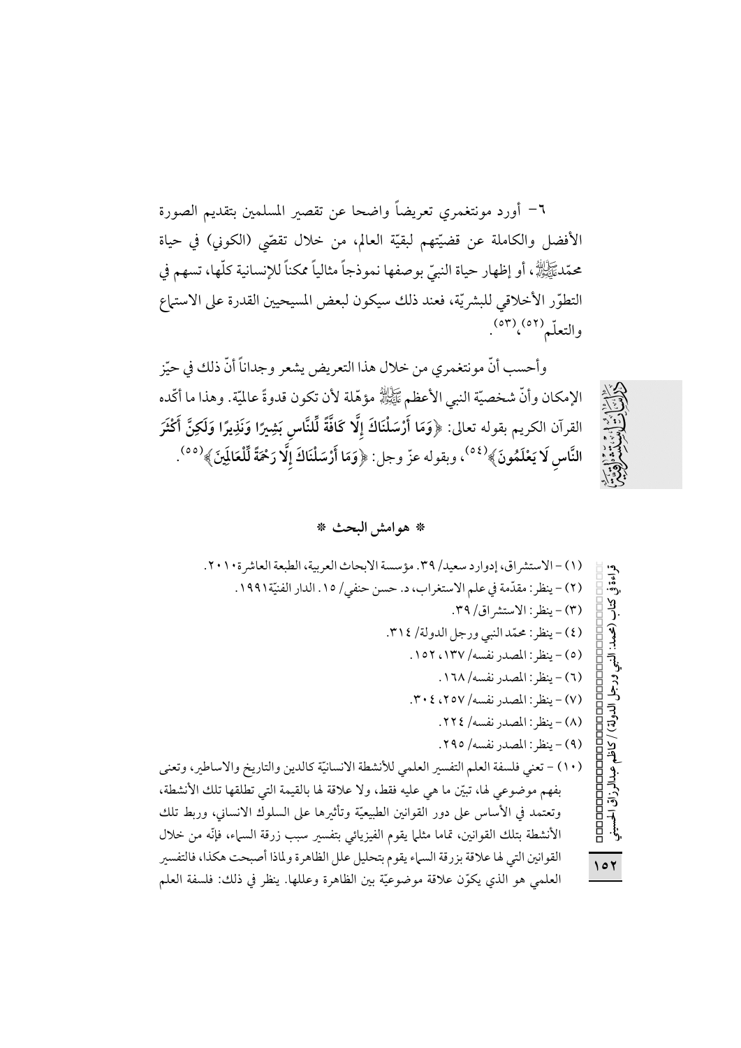٦- أورد مونتغمري تعريضاً واضحا عن تقصير المسلمين بتقديم الصورة الأفضل والكاملة عن قضيّتهم لبقيّة العالم، من خلال تقصّي (الكوني) في حياة محمّدﷺ، أو إظهار حياة النبيّ بوصفها نموذجاً مثالياً ممكناً للإنسانية كلّها، تسهم في التطوّر الأخلاقي للبشريّة، فعند ذلك سيكون لبعض المسيحيين القدرة على الاستماع والتعلّم[٥٢]،[٥٣].

وأحسب أنّ مونتغمري من خلال هذا التعريض يشعر وجداناً أنّ ذلك في حيّز الإمكان وأنّ شخصيّة النبي الأعظم ﷺ مؤهّلة لأن تكون قدوةً عالميّة. وهذا ما أكّده القرآن الكريم بقوله تعالى: ﴿**وَمَا أَرْسَلْنَاكَ إِلَّا كَافَّةً لِّلنَّاسِ بَشِيرًا وَنَذِيرًا وَلَكِنَّ أَكْثَرَ النَّاسِ لَا يَعْلَمُونَ**﴾[٥٤]، وبقوله عزّ وجل: ﴿**وَمَا أَرْسَلْنَاكَ إِلَّا رَحْمَةً لِّلْعَالَمِينَ**﴾[٥٥].

## * هوامش البحث *

(١) - الاستشراق، إدوارد سعيد/ ٣٩. مؤسسة الابحاث العربية، الطبعة العاشرة٢٠١٠.

(٢) - ينظر: مقدّمة في علم الاستغراب، د. حسن حنفي/ ١٥. الدار الفنيّة١٩٩١.

(٣) - ينظر: الاستشراق/ ٣٩.

(٤) - ينظر: محمّد النبي ورجل الدولة/ ٣١٤.

(٥) - ينظر: المصدر نفسه/ ١٣٧، ١٥٢.

(٦) - ينظر: المصدر نفسه/ ١٦٨.

(٧) - ينظر: المصدر نفسه/ ٢٥٧، ٣٠٤.

(٨) - ينظر: المصدر نفسه/ ٢٢٤.

(٩) - ينظر: المصدر نفسه/ ٢٩٥.

(١٠) - تعني فلسفة العلم التفسير العلمي للأنشطة الانسانيّة كالدين والتاريخ والاساطير، وتعنى بفهم موضوعي لها، تبيّن ما هي عليه فقط، ولا علاقة لها بالقيمة التي تطلقها تلك الأنشطة، وتعتمد في الأساس على دور القوانين الطبيعيّة وتأثيرها على السلوك الانساني، وربط تلك الأنشطة بتلك القوانين، تماما مثلما يقوم الفيزيائي بتفسير سبب زرقة السماء، فإنّه من خلال القوانين التي لها علاقة بزرقة السماء يقوم بتحليل علل الظاهرة ولماذا أصبحت هكذا، فالتفسير العلمي هو الذي يكوّن علاقة موضوعيّة بين الظاهرة وعللها. ينظر في ذلك: فلسفة العلم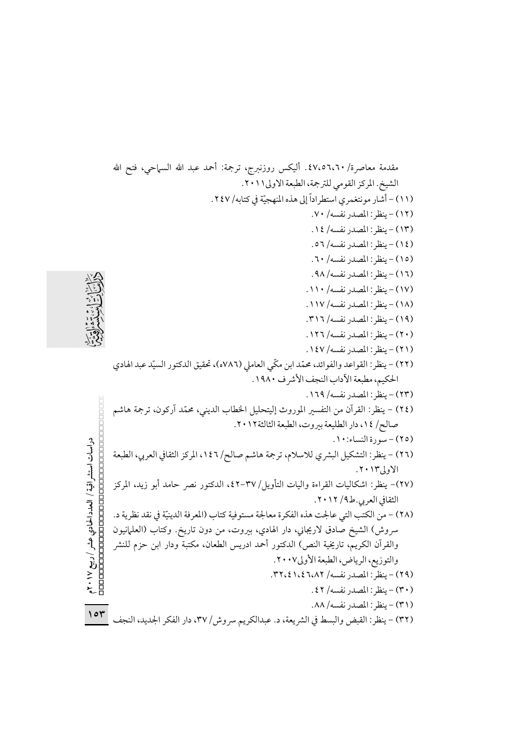مقدمة معاصرة/ ٤٧،٥٦،٦٠. أليكس روزنبرج، ترجمة: أحمد عبد الله السماحي، فتح الله الشيخ. المركز القومي للترجمة، الطبعة الاولى٢٠١١.

(١١) – أشار مونتغمري استطراداً إلى هذه المنهجيّة في كتابه/ ٢٤٧.

(١٢) – ينظر: المصدر نفسه/ ٧٠.

(١٣) – ينظر: المصدر نفسه/ ١٤.

(١٤) – ينظر: المصدر نفسه/ ٥٦.

(١٥) – ينظر: المصدر نفسه/ ٦٠.

(١٦) – ينظر: المصدر نفسه/ ٩٨.

(١٧) – ينظر: المصدر نفسه/ ١١٠.

(١٨) – ينظر: المصدر نفسه/ ١١٧.

(١٩) – ينظر: المصدر نفسه/ ٣١٦.

(٢٠) – ينظر: المصدر نفسه/ ١٢٦.

(٢١) – ينظر: المصدر نفسه/ ١٤٧.

(٢٢) – ينظر: القواعد والفوائد، محمّد ابن مكّي العاملي (٧٨٦ه)، تحقيق الدكتور السيّد عبد الهادي الحكيم، مطبعة الآداب النجف الأشرف ١٩٨٠.

(٢٣) – ينظر: المصدر نفسه/ ١٦٩.

(٢٤) – ينظر: القرآن من التفسير الموروث إليتحليل الخطاب الديني، محمّد آركون، ترجمة هاشم صالح/ ١٤، دار الطليعة بيروت، الطبعة الثالثة٢٠١٢.

(٢٥) – سورة النساء: ١٠.

(٢٦) – ينظر: التشكيل البشري للاسلام، ترجمة هاشم صالح/ ١٤٦، المركز الثقافي العربي، الطبعة الاولى٢٠١٣.

(٢٧)- ينظر: اشكاليات القراءة واليات التأويل/ ٣٧-٤٢، الدكتور نصر حامد أبو زيد، المركز الثقافي العربي.ط٩/ ٢٠١٢.

(٢٨) – من الكتب التي عالجت هذه الفكرة معالجة مستوفية كتاب (المعرفة الدينيّة في نقد نظرية د. سروش) الشيخ صادق لاريجاني، دار الهادي، بيروت، من دون تاريخ. وكتاب (العلمانيون والقرآن الكريم، تاريخية النص) الدكتور أحمد ادريس الطعان، مكتبة ودار ابن حزم للنشر والتوزيع، الرياض، الطبعة الأولى٢٠٠٧.

(٢٩) – ينظر: المصدر نفسه/ ٣٢،٤١،٤٦،٨٢.

(٣٠) – ينظر: المصدر نفسه/ ٤٢.

(٣١) – ينظر: المصدر نفسه/ ٨٨.

(٣٢) – ينظر: القبض والبسط في الشريعة، د. عبدالكريم سروش/ ٣٧، دار الفكر الجديد، النجف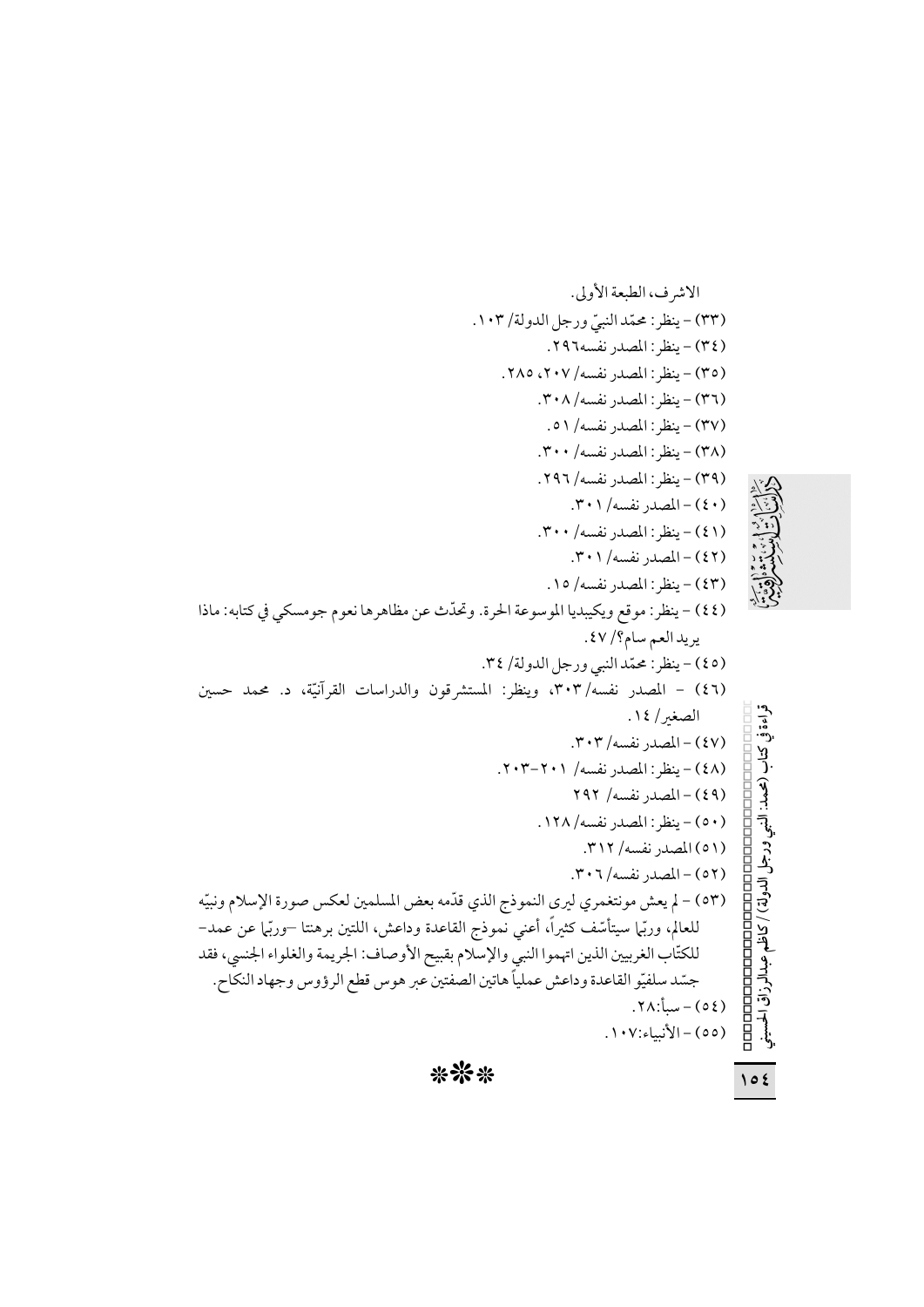الاشرف، الطبعة الأولى.

(٣٣) – ينظر: محمّد النبيّ ورجل الدولة/ ١٠٣.

(٣٤) – ينظر: المصدر نفسه٢٩٦.

(٣٥) – ينظر: المصدر نفسه/ ٢٠٧، ٢٨٥.

(٣٦) – ينظر: المصدر نفسه/ ٣٠٨.

(٣٧) – ينظر: المصدر نفسه/ ٥١.

(٣٨) – ينظر: المصدر نفسه/ ٣٠٠.

(٣٩) – ينظر: المصدر نفسه/ ٢٩٦.

(٤٠) – المصدر نفسه/ ٣٠١.

(٤١) – ينظر: المصدر نفسه/ ٣٠٠.

(٤٢) – المصدر نفسه/ ٣٠١.

(٤٣) – ينظر: المصدر نفسه/ ١٥.

(٤٤) – ينظر: موقع ويكيبيديا الموسوعة الحرة. وتحدّث عن مظاهرها نعوم جومسكي في كتابه: ماذا يريد العم سام؟/ ٤٧.

(٤٥) – ينظر: محمّد النبي ورجل الدولة/ ٣٤.

(٤٦) – المصدر نفسه/٣٠٣، وينظر: المستشرقون والدراسات القرآنيّة، د. محمد حسين الصغير/ ١٤.

(٤٧) – المصدر نفسه/ ٣٠٣.

(٤٨) – ينظر: المصدر نفسه/ ٢٠١-٢٠٣.

(٤٩) – المصدر نفسه/ ٢٩٢

(٥٠) – ينظر: المصدر نفسه/ ١٢٨.

(٥١) المصدر نفسه/ ٣١٢.

(٥٢) – المصدر نفسه/ ٣٠٦.

(٥٣) – لم يعش مونتغمري ليرى النموذج الذي قدّمه بعض المسلمين لعكس صورة الإسلام ونبيّه للعالم، وربّما سيتأسّف كثيراً، أعني نموذج القاعدة وداعش، اللتين برهنتا –وربّما عن عمد– للكتّاب الغربيين الذين اتهموا النبي والإسلام بقبيح الأوصاف: الجريمة والغلواء الجنسي، فقد جسّد سلفيّو القاعدة وداعش عملياً هاتين الصفتين عبر هوس قطع الرؤوس وجهاد النكاح.

(٥٤) – سبأ:٢٨.

(٥٥) – الأنبياء:١٠٧.

\*\*\*